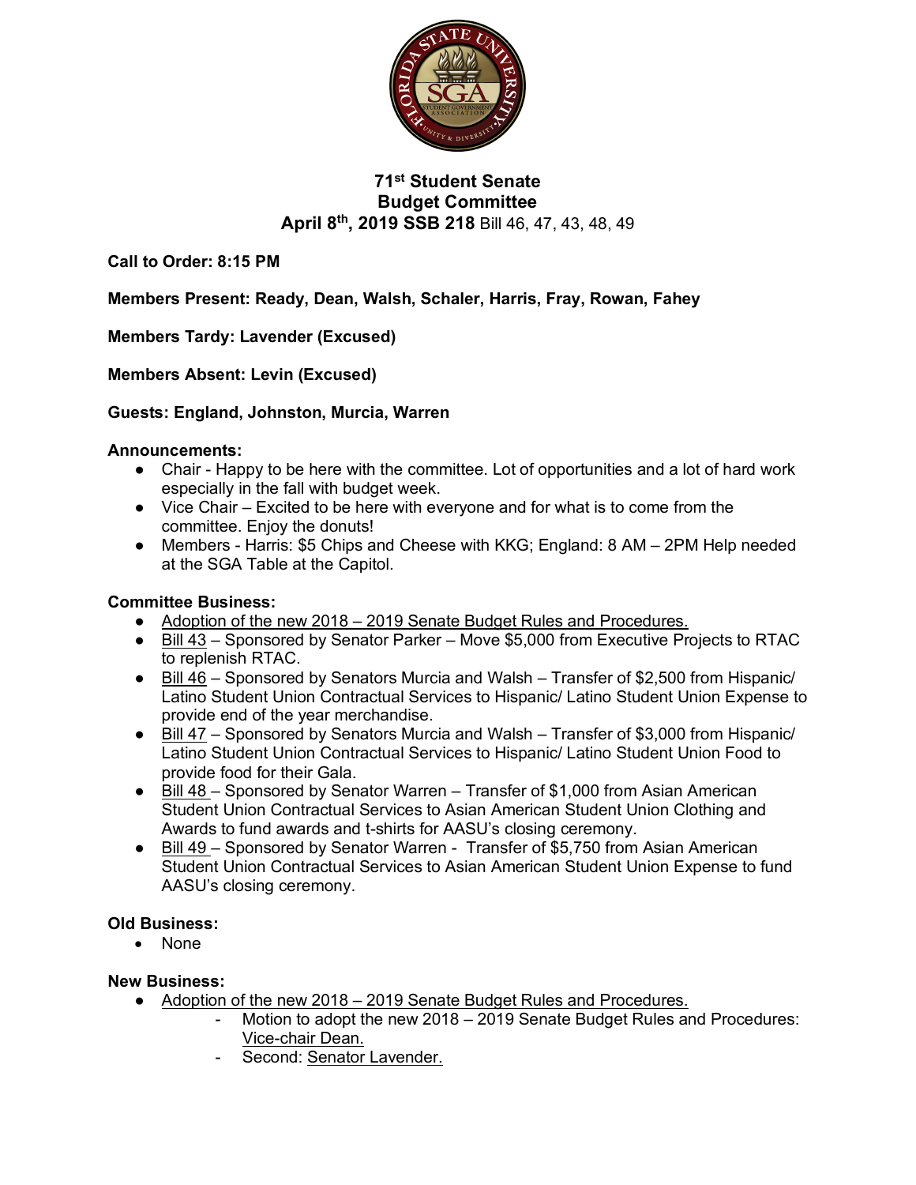# 71st Student Senate
## Budget Committee
**April 8th, 2019 SSB 218** Bill 46, 47, 43, 48, 49

**Call to Order: 8:15 PM**

**Members Present: Ready, Dean, Walsh, Schaler, Harris, Fray, Rowan, Fahey**

**Members Tardy: Lavender (Excused)**

**Members Absent: Levin (Excused)**

**Guests: England, Johnston, Murcia, Warren**

**Announcements:**

- Chair - Happy to be here with the committee. Lot of opportunities and a lot of hard work especially in the fall with budget week.
- Vice Chair – Excited to be here with everyone and for what is to come from the committee. Enjoy the donuts!
- Members - Harris: $5 Chips and Cheese with KKG; England: 8 AM – 2PM Help needed at the SGA Table at the Capitol.

**Committee Business:**

- Adoption of the new 2018 – 2019 Senate Budget Rules and Procedures.
- Bill 43 – Sponsored by Senator Parker – Move $5,000 from Executive Projects to RTAC to replenish RTAC.
- Bill 46 – Sponsored by Senators Murcia and Walsh – Transfer of $2,500 from Hispanic/ Latino Student Union Contractual Services to Hispanic/ Latino Student Union Expense to provide end of the year merchandise.
- Bill 47 – Sponsored by Senators Murcia and Walsh – Transfer of $3,000 from Hispanic/ Latino Student Union Contractual Services to Hispanic/ Latino Student Union Food to provide food for their Gala.
- Bill 48 – Sponsored by Senator Warren – Transfer of $1,000 from Asian American Student Union Contractual Services to Asian American Student Union Clothing and Awards to fund awards and t-shirts for AASU's closing ceremony.
- Bill 49 – Sponsored by Senator Warren - Transfer of $5,750 from Asian American Student Union Contractual Services to Asian American Student Union Expense to fund AASU's closing ceremony.

**Old Business:**

- None

**New Business:**

- Adoption of the new 2018 – 2019 Senate Budget Rules and Procedures.
  - Motion to adopt the new 2018 – 2019 Senate Budget Rules and Procedures: Vice-chair Dean.
  - Second: Senator Lavender.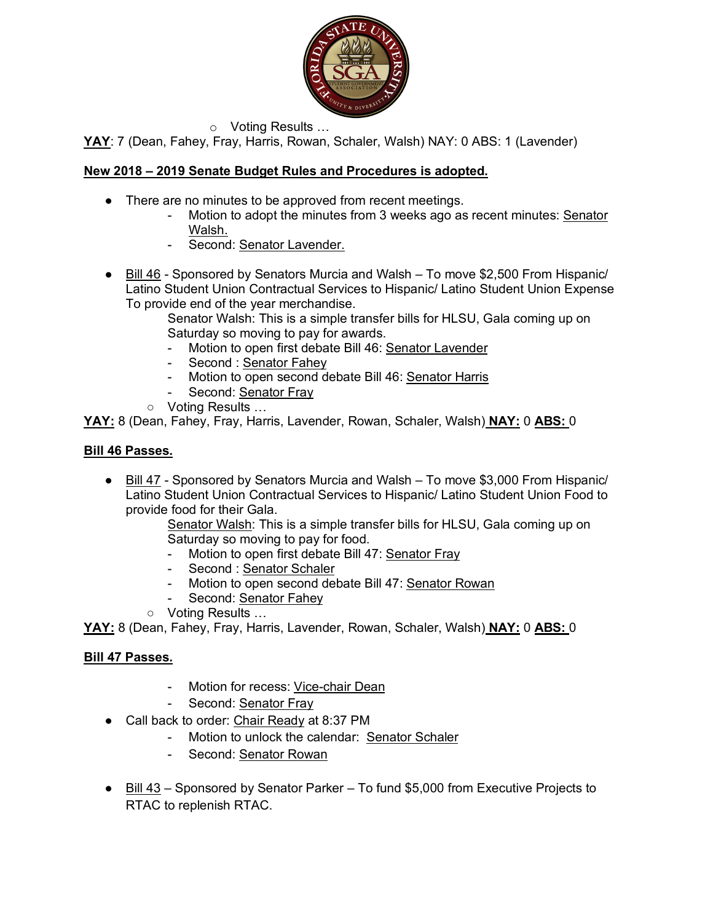- Voting Results …

**YAY**: 7 (Dean, Fahey, Fray, Harris, Rowan, Schaler, Walsh) NAY: 0 ABS: 1 (Lavender)

**New 2018 – 2019 Senate Budget Rules and Procedures is adopted.**

- There are no minutes to be approved from recent meetings.
  - Motion to adopt the minutes from 3 weeks ago as recent minutes: Senator Walsh.
  - Second: Senator Lavender.

- Bill 46 - Sponsored by Senators Murcia and Walsh – To move $2,500 From Hispanic/ Latino Student Union Contractual Services to Hispanic/ Latino Student Union Expense To provide end of the year merchandise.

  Senator Walsh: This is a simple transfer bills for HLSU, Gala coming up on Saturday so moving to pay for awards.
  - Motion to open first debate Bill 46: Senator Lavender
  - Second : Senator Fahey
  - Motion to open second debate Bill 46: Senator Harris
  - Second: Senator Fray
  - Voting Results …

**YAY:** 8 (Dean, Fahey, Fray, Harris, Lavender, Rowan, Schaler, Walsh) **NAY:** 0 **ABS:** 0

**Bill 46 Passes.**

- Bill 47 - Sponsored by Senators Murcia and Walsh – To move $3,000 From Hispanic/ Latino Student Union Contractual Services to Hispanic/ Latino Student Union Food to provide food for their Gala.

  Senator Walsh: This is a simple transfer bills for HLSU, Gala coming up on Saturday so moving to pay for food.
  - Motion to open first debate Bill 47: Senator Fray
  - Second : Senator Schaler
  - Motion to open second debate Bill 47: Senator Rowan
  - Second: Senator Fahey
  - Voting Results …

**YAY:** 8 (Dean, Fahey, Fray, Harris, Lavender, Rowan, Schaler, Walsh) **NAY:** 0 **ABS:** 0

**Bill 47 Passes.**

  - Motion for recess: Vice-chair Dean
  - Second: Senator Fray
- Call back to order: Chair Ready at 8:37 PM
  - Motion to unlock the calendar: Senator Schaler
  - Second: Senator Rowan

- Bill 43 – Sponsored by Senator Parker – To fund $5,000 from Executive Projects to RTAC to replenish RTAC.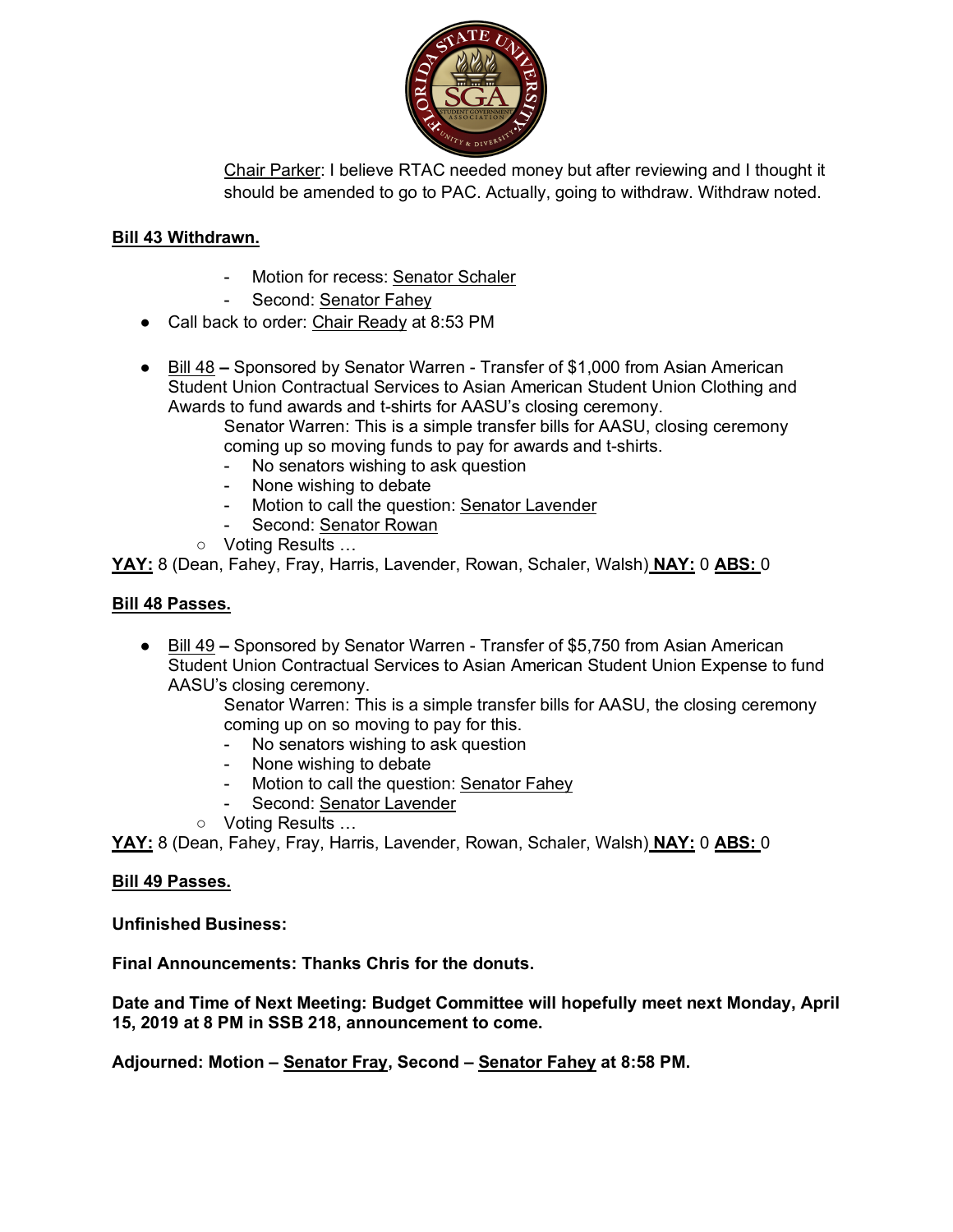Chair Parker: I believe RTAC needed money but after reviewing and I thought it should be amended to go to PAC. Actually, going to withdraw. Withdraw noted.

**Bill 43 Withdrawn.**

- Motion for recess: Senator Schaler
- Second: Senator Fahey

- Call back to order: Chair Ready at 8:53 PM

- Bill 48 **–** Sponsored by Senator Warren - Transfer of $1,000 from Asian American Student Union Contractual Services to Asian American Student Union Clothing and Awards to fund awards and t-shirts for AASU's closing ceremony.

  Senator Warren: This is a simple transfer bills for AASU, closing ceremony coming up so moving funds to pay for awards and t-shirts.

  - No senators wishing to ask question
  - None wishing to debate
  - Motion to call the question: Senator Lavender
  - Second: Senator Rowan
  - Voting Results …

**YAY:** 8 (Dean, Fahey, Fray, Harris, Lavender, Rowan, Schaler, Walsh) **NAY:** 0 **ABS:** 0

**Bill 48 Passes.**

- Bill 49 **–** Sponsored by Senator Warren - Transfer of $5,750 from Asian American Student Union Contractual Services to Asian American Student Union Expense to fund AASU's closing ceremony.

  Senator Warren: This is a simple transfer bills for AASU, the closing ceremony coming up on so moving to pay for this.

  - No senators wishing to ask question
  - None wishing to debate
  - Motion to call the question: Senator Fahey
  - Second: Senator Lavender
  - Voting Results …

**YAY:** 8 (Dean, Fahey, Fray, Harris, Lavender, Rowan, Schaler, Walsh) **NAY:** 0 **ABS:** 0

**Bill 49 Passes.**

**Unfinished Business:**

**Final Announcements: Thanks Chris for the donuts.**

**Date and Time of Next Meeting: Budget Committee will hopefully meet next Monday, April 15, 2019 at 8 PM in SSB 218, announcement to come.**

**Adjourned: Motion – Senator Fray, Second – Senator Fahey at 8:58 PM.**